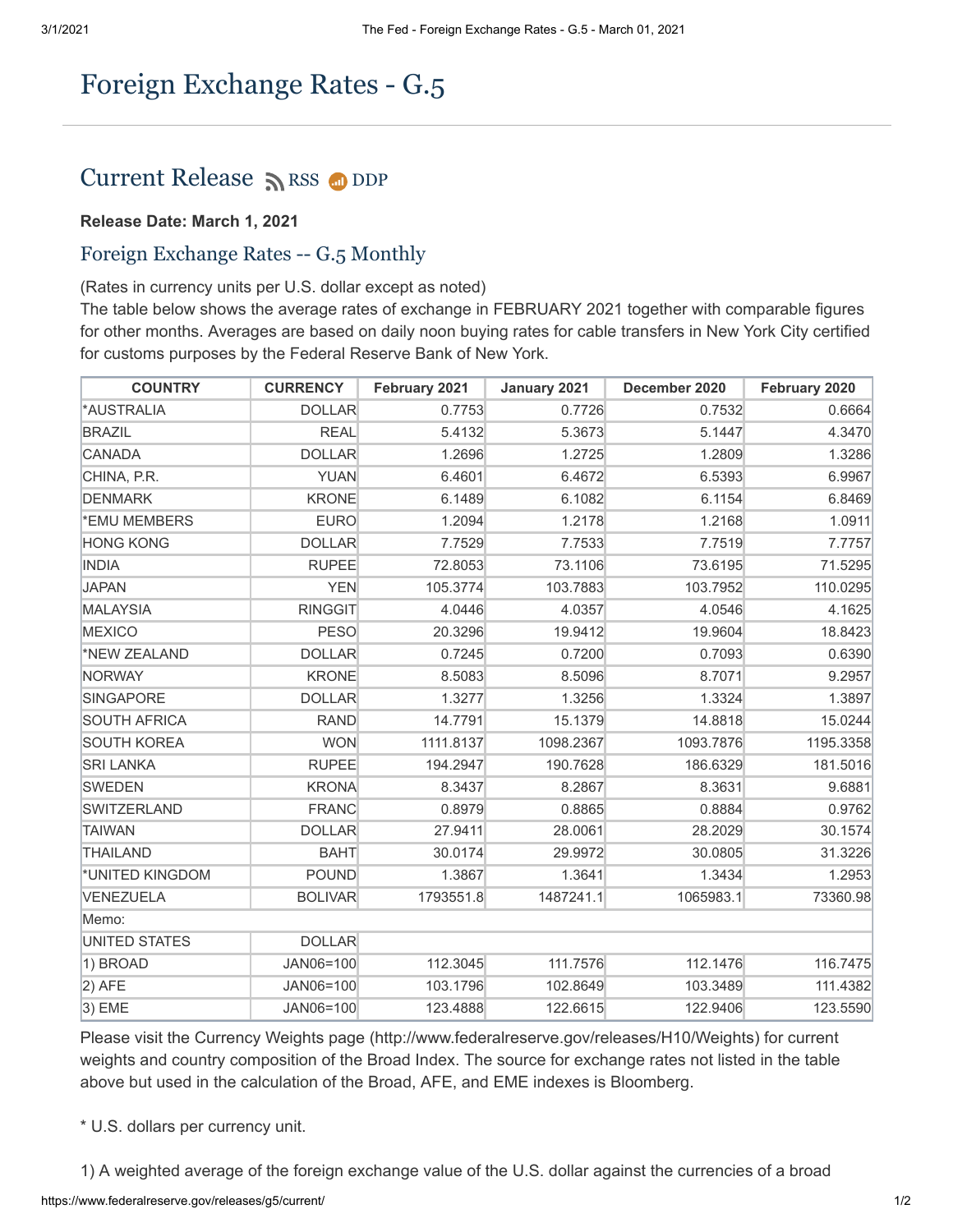# Foreign Exchange Rates - G.5

## Current Release RSS DDP

**Release Date: March 1, 2021**

### Foreign Exchange Rates -- G.5 Monthly

(Rates in currency units per U.S. dollar except as noted)
The table below shows the average rates of exchange in FEBRUARY 2021 together with comparable figures for other months. Averages are based on daily noon buying rates for cable transfers in New York City certified for customs purposes by the Federal Reserve Bank of New York.

| COUNTRY | CURRENCY | February 2021 | January 2021 | December 2020 | February 2020 |
|---|---|---|---|---|---|
| *AUSTRALIA | DOLLAR | 0.7753 | 0.7726 | 0.7532 | 0.6664 |
| BRAZIL | REAL | 5.4132 | 5.3673 | 5.1447 | 4.3470 |
| CANADA | DOLLAR | 1.2696 | 1.2725 | 1.2809 | 1.3286 |
| CHINA, P.R. | YUAN | 6.4601 | 6.4672 | 6.5393 | 6.9967 |
| DENMARK | KRONE | 6.1489 | 6.1082 | 6.1154 | 6.8469 |
| *EMU MEMBERS | EURO | 1.2094 | 1.2178 | 1.2168 | 1.0911 |
| HONG KONG | DOLLAR | 7.7529 | 7.7533 | 7.7519 | 7.7757 |
| INDIA | RUPEE | 72.8053 | 73.1106 | 73.6195 | 71.5295 |
| JAPAN | YEN | 105.3774 | 103.7883 | 103.7952 | 110.0295 |
| MALAYSIA | RINGGIT | 4.0446 | 4.0357 | 4.0546 | 4.1625 |
| MEXICO | PESO | 20.3296 | 19.9412 | 19.9604 | 18.8423 |
| *NEW ZEALAND | DOLLAR | 0.7245 | 0.7200 | 0.7093 | 0.6390 |
| NORWAY | KRONE | 8.5083 | 8.5096 | 8.7071 | 9.2957 |
| SINGAPORE | DOLLAR | 1.3277 | 1.3256 | 1.3324 | 1.3897 |
| SOUTH AFRICA | RAND | 14.7791 | 15.1379 | 14.8818 | 15.0244 |
| SOUTH KOREA | WON | 1111.8137 | 1098.2367 | 1093.7876 | 1195.3358 |
| SRI LANKA | RUPEE | 194.2947 | 190.7628 | 186.6329 | 181.5016 |
| SWEDEN | KRONA | 8.3437 | 8.2867 | 8.3631 | 9.6881 |
| SWITZERLAND | FRANC | 0.8979 | 0.8865 | 0.8884 | 0.9762 |
| TAIWAN | DOLLAR | 27.9411 | 28.0061 | 28.2029 | 30.1574 |
| THAILAND | BAHT | 30.0174 | 29.9972 | 30.0805 | 31.3226 |
| *UNITED KINGDOM | POUND | 1.3867 | 1.3641 | 1.3434 | 1.2953 |
| VENEZUELA | BOLIVAR | 1793551.8 | 1487241.1 | 1065983.1 | 73360.98 |
| Memo: | | | | | |
| UNITED STATES | DOLLAR | | | | |
| 1) BROAD | JAN06=100 | 112.3045 | 111.7576 | 112.1476 | 116.7475 |
| 2) AFE | JAN06=100 | 103.1796 | 102.8649 | 103.3489 | 111.4382 |
| 3) EME | JAN06=100 | 123.4888 | 122.6615 | 122.9406 | 123.5590 |

Please visit the Currency Weights page (http://www.federalreserve.gov/releases/H10/Weights) for current weights and country composition of the Broad Index. The source for exchange rates not listed in the table above but used in the calculation of the Broad, AFE, and EME indexes is Bloomberg.

* U.S. dollars per currency unit.

1) A weighted average of the foreign exchange value of the U.S. dollar against the currencies of a broad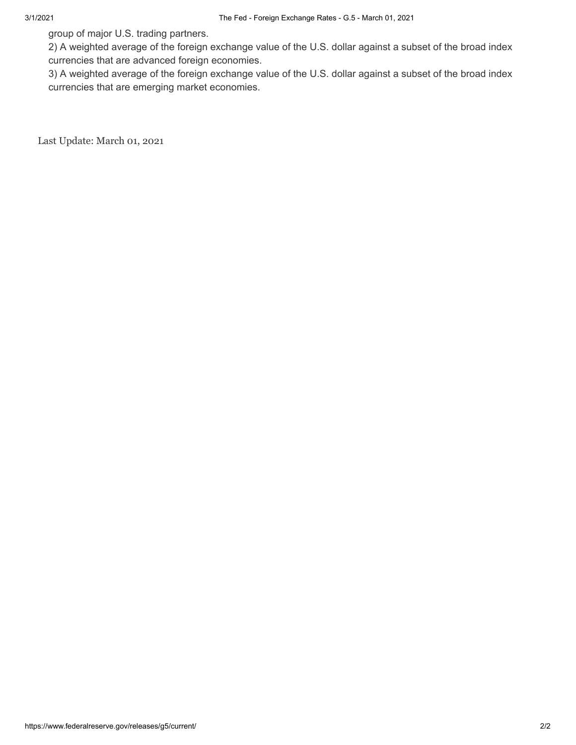group of major U.S. trading partners.

2) A weighted average of the foreign exchange value of the U.S. dollar against a subset of the broad index currencies that are advanced foreign economies.

3) A weighted average of the foreign exchange value of the U.S. dollar against a subset of the broad index currencies that are emerging market economies.

Last Update: March 01, 2021